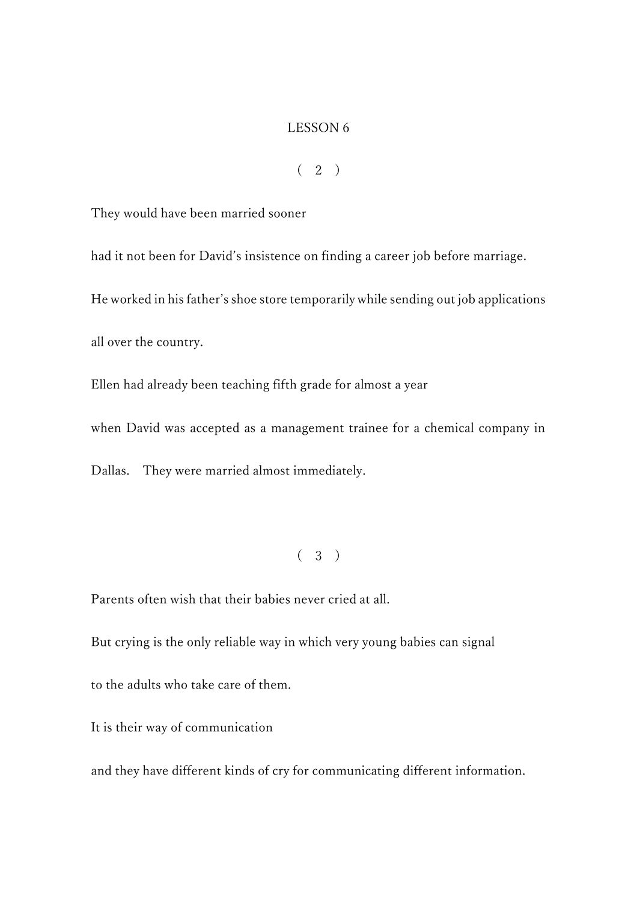# LESSON 6

( 2 )

They would have been married sooner

had it not been for David's insistence on finding a career job before marriage.

He worked in his father's shoe store temporarily while sending out job applications

all over the country.

Ellen had already been teaching fifth grade for almost a year

when David was accepted as a management trainee for a chemical company in Dallas. They were married almost immediately.

( 3 )

Parents often wish that their babies never cried at all.

But crying is the only reliable way in which very young babies can signal

to the adults who take care of them.

It is their way of communication

and they have different kinds of cry for communicating different information.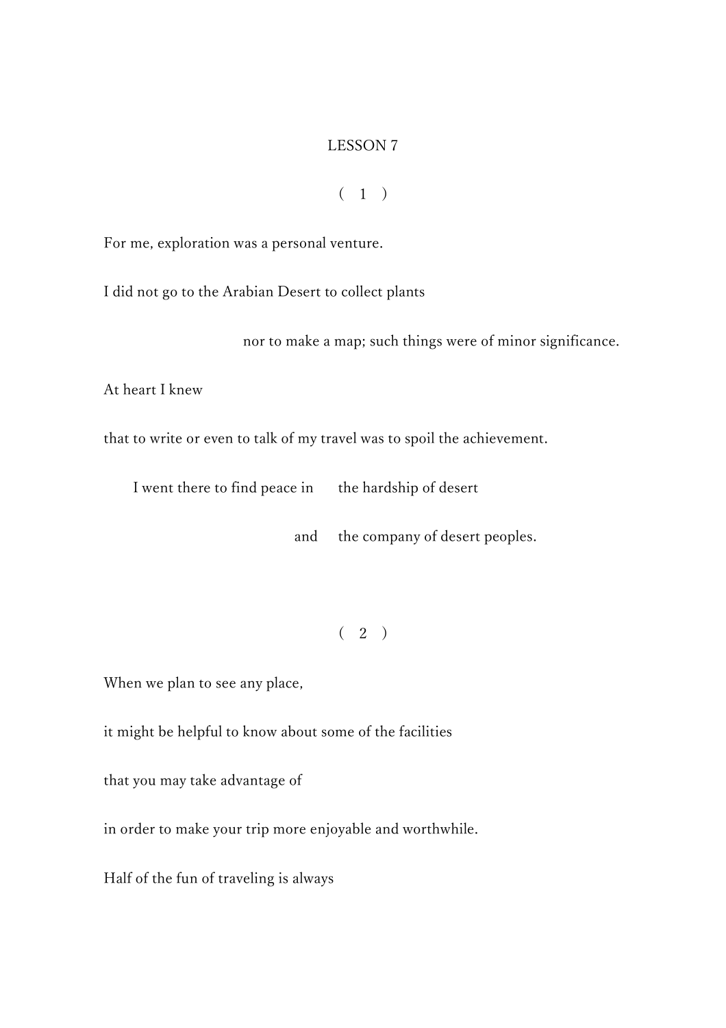# LESSON 7

( 1 )

For me, exploration was a personal venture.

I did not go to the Arabian Desert to collect plants

nor to make a map; such things were of minor significance.

At heart I knew

that to write or even to talk of my travel was to spoil the achievement.

I went there to find peace in the hardship of desert

and the company of desert peoples.

( 2 )

When we plan to see any place,

it might be helpful to know about some of the facilities

that you may take advantage of

in order to make your trip more enjoyable and worthwhile.

Half of the fun of traveling is always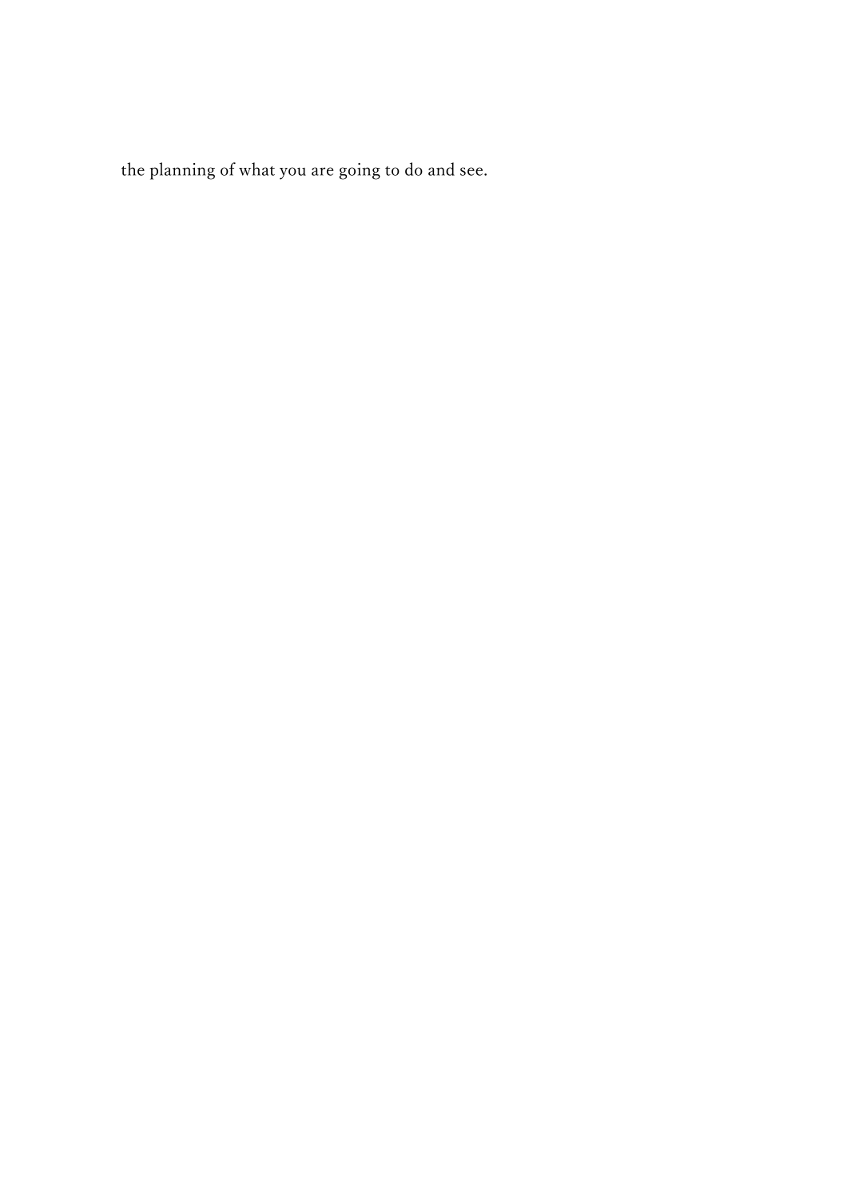the planning of what you are going to do and see.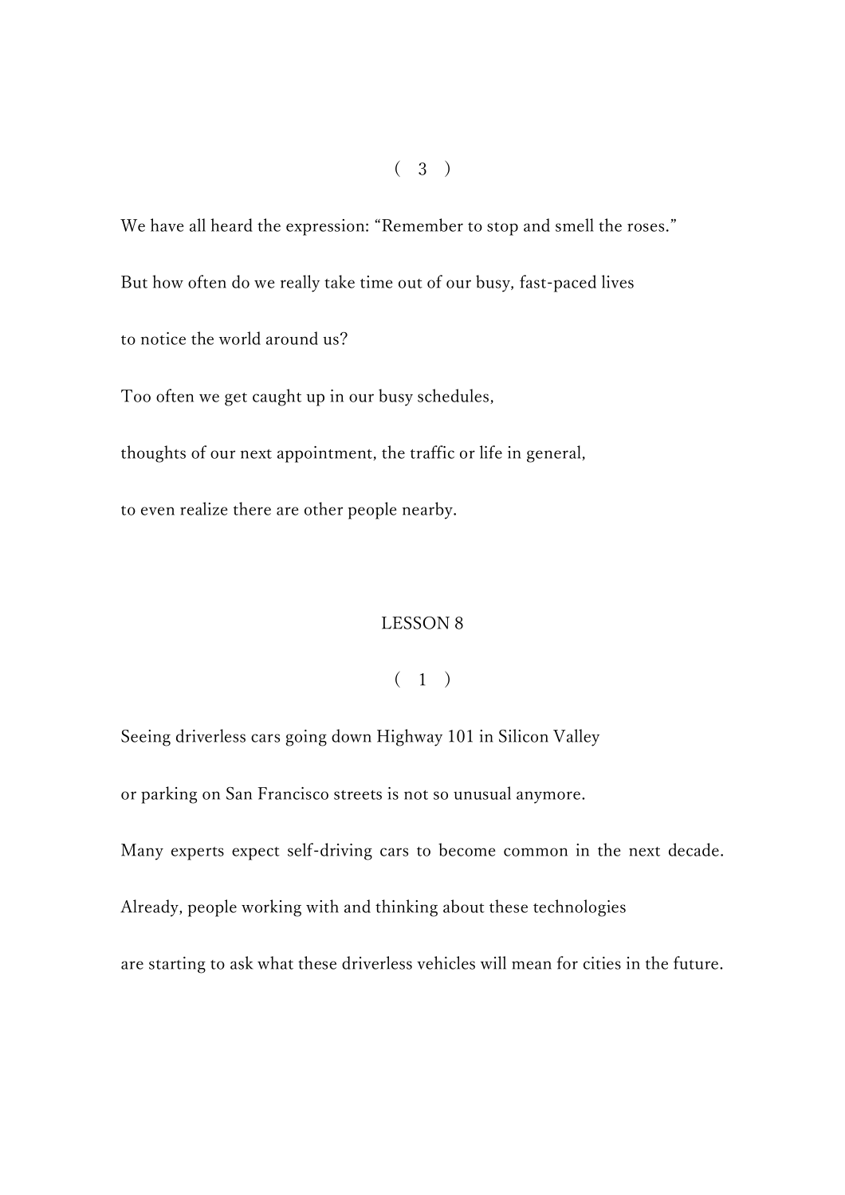( 3 )

We have all heard the expression: “Remember to stop and smell the roses.”

But how often do we really take time out of our busy, fast-paced lives

to notice the world around us?

Too often we get caught up in our busy schedules,

thoughts of our next appointment, the traffic or life in general,

to even realize there are other people nearby.

## LESSON 8

( 1 )

Seeing driverless cars going down Highway 101 in Silicon Valley

or parking on San Francisco streets is not so unusual anymore.

Many experts expect self-driving cars to become common in the next decade.

Already, people working with and thinking about these technologies

are starting to ask what these driverless vehicles will mean for cities in the future.